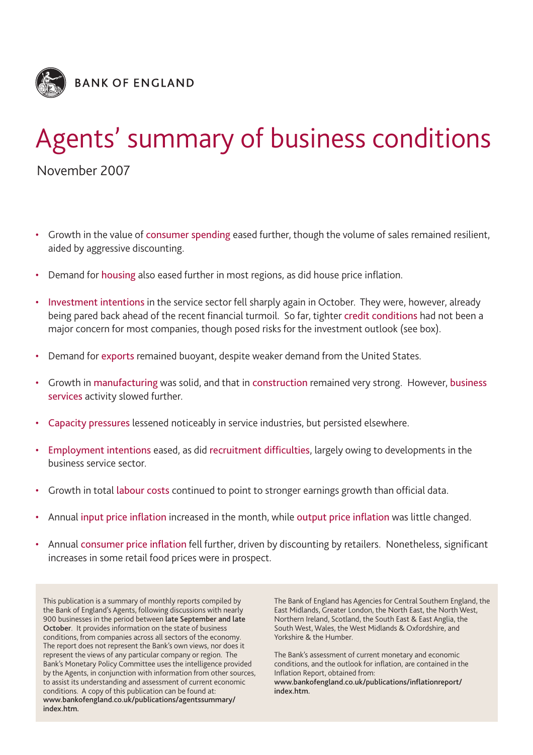BANK OF ENGLAND

# Agents' summary of business conditions

November 2007

- Growth in the value of consumer spending eased further, though the volume of sales remained resilient, aided by aggressive discounting.
- Demand for housing also eased further in most regions, as did house price inflation.
- Investment intentions in the service sector fell sharply again in October. They were, however, already being pared back ahead of the recent financial turmoil. So far, tighter credit conditions had not been a major concern for most companies, though posed risks for the investment outlook (see box).
- Demand for exports remained buoyant, despite weaker demand from the United States.
- Growth in manufacturing was solid, and that in construction remained very strong. However, business services activity slowed further.
- Capacity pressures lessened noticeably in service industries, but persisted elsewhere.
- Employment intentions eased, as did recruitment difficulties, largely owing to developments in the business service sector.
- Growth in total labour costs continued to point to stronger earnings growth than official data.
- Annual input price inflation increased in the month, while output price inflation was little changed.
- Annual consumer price inflation fell further, driven by discounting by retailers. Nonetheless, significant increases in some retail food prices were in prospect.

This publication is a summary of monthly reports compiled by the Bank of England's Agents, following discussions with nearly 900 businesses in the period between **late September and late October**. It provides information on the state of business conditions, from companies across all sectors of the economy. The report does not represent the Bank's own views, nor does it represent the views of any particular company or region. The Bank's Monetary Policy Committee uses the intelligence provided by the Agents, in conjunction with information from other sources, to assist its understanding and assessment of current economic conditions. A copy of this publication can be found at: **www.bankofengland.co.uk/publications/agentssummary/index.htm.**

The Bank of England has Agencies for Central Southern England, the East Midlands, Greater London, the North East, the North West, Northern Ireland, Scotland, the South East & East Anglia, the South West, Wales, the West Midlands & Oxfordshire, and Yorkshire & the Humber.

The Bank's assessment of current monetary and economic conditions, and the outlook for inflation, are contained in the Inflation Report, obtained from: **www.bankofengland.co.uk/publications/inflationreport/index.htm.**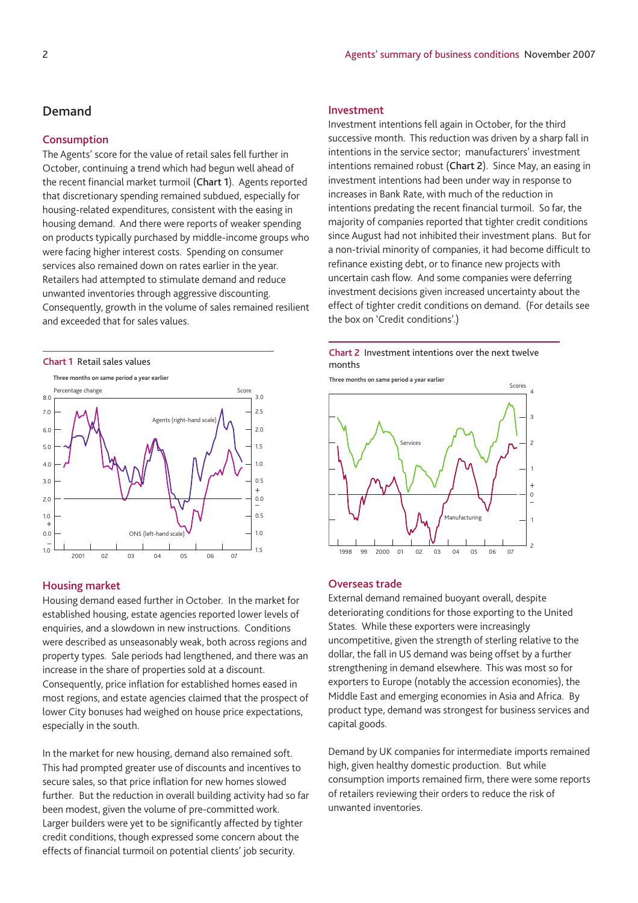## Demand

### Consumption

The Agents' score for the value of retail sales fell further in October, continuing a trend which had begun well ahead of the recent financial market turmoil (**Chart 1**). Agents reported that discretionary spending remained subdued, especially for housing-related expenditures, consistent with the easing in housing demand. And there were reports of weaker spending on products typically purchased by middle-income groups who were facing higher interest costs. Spending on consumer services also remained down on rates earlier in the year. Retailers had attempted to stimulate demand and reduce unwanted inventories through aggressive discounting. Consequently, growth in the volume of sales remained resilient and exceeded that for sales values.

Chart 1 Retail sales values

Three months on same period a year earlier

### Housing market

Housing demand eased further in October. In the market for established housing, estate agencies reported lower levels of enquiries, and a slowdown in new instructions. Conditions were described as unseasonably weak, both across regions and property types. Sale periods had lengthened, and there was an increase in the share of properties sold at a discount. Consequently, price inflation for established homes eased in most regions, and estate agencies claimed that the prospect of lower City bonuses had weighed on house price expectations, especially in the south.

In the market for new housing, demand also remained soft. This had prompted greater use of discounts and incentives to secure sales, so that price inflation for new homes slowed further. But the reduction in overall building activity had so far been modest, given the volume of pre-committed work. Larger builders were yet to be significantly affected by tighter credit conditions, though expressed some concern about the effects of financial turmoil on potential clients' job security.

### Investment

Investment intentions fell again in October, for the third successive month. This reduction was driven by a sharp fall in intentions in the service sector; manufacturers' investment intentions remained robust (**Chart 2**). Since May, an easing in investment intentions had been under way in response to increases in Bank Rate, with much of the reduction in intentions predating the recent financial turmoil. So far, the majority of companies reported that tighter credit conditions since August had not inhibited their investment plans. But for a non-trivial minority of companies, it had become difficult to refinance existing debt, or to finance new projects with uncertain cash flow. And some companies were deferring investment decisions given increased uncertainty about the effect of tighter credit conditions on demand. (For details see the box on 'Credit conditions'.)

Chart 2 Investment intentions over the next twelve months

Three months on same period a year earlier

### Overseas trade

External demand remained buoyant overall, despite deteriorating conditions for those exporting to the United States. While these exporters were increasingly uncompetitive, given the strength of sterling relative to the dollar, the fall in US demand was being offset by a further strengthening in demand elsewhere. This was most so for exporters to Europe (notably the accession economies), the Middle East and emerging economies in Asia and Africa. By product type, demand was strongest for business services and capital goods.

Demand by UK companies for intermediate imports remained high, given healthy domestic production. But while consumption imports remained firm, there were some reports of retailers reviewing their orders to reduce the risk of unwanted inventories.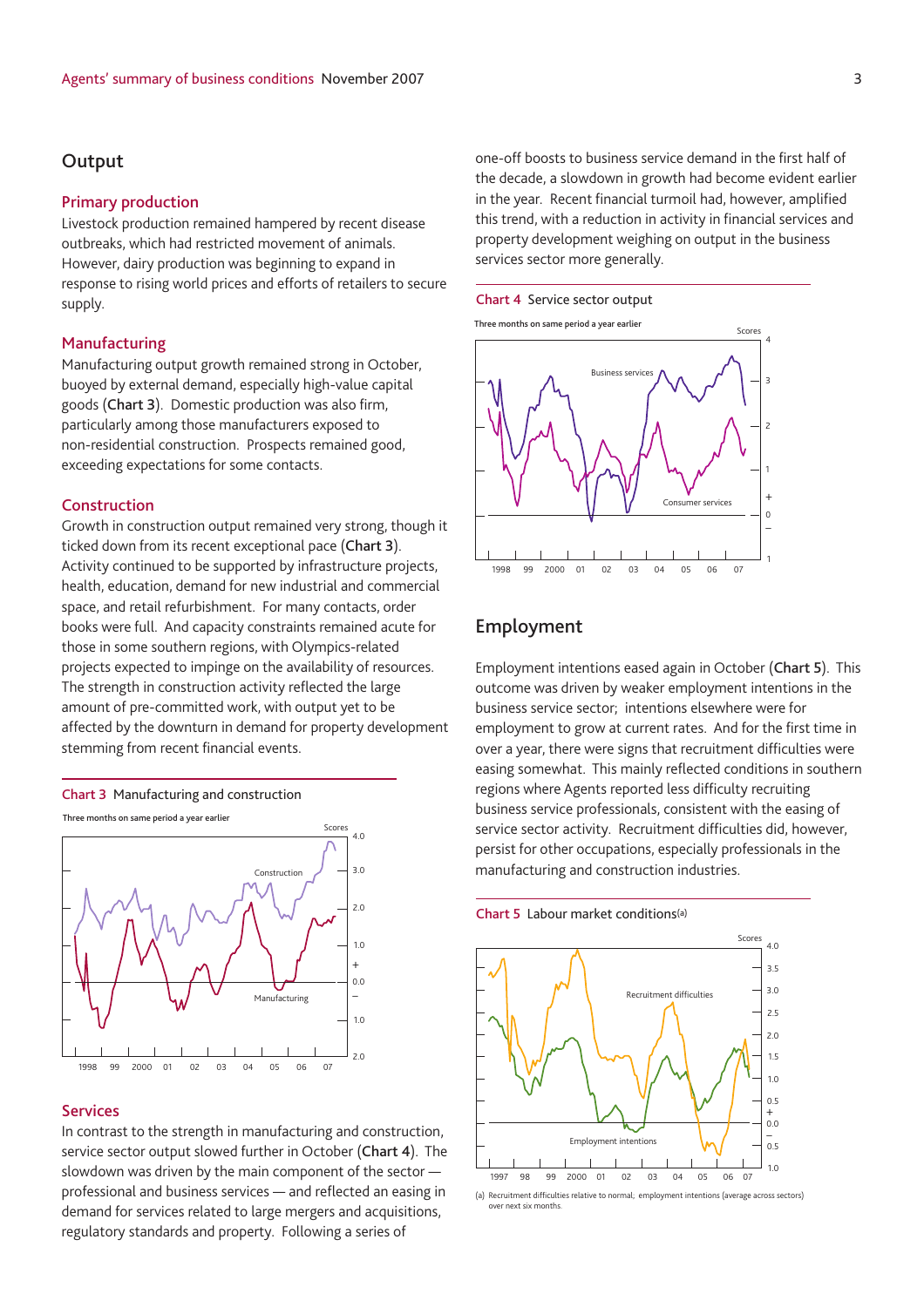## Output

### Primary production

Livestock production remained hampered by recent disease outbreaks, which had restricted movement of animals. However, dairy production was beginning to expand in response to rising world prices and efforts of retailers to secure supply.

### Manufacturing

Manufacturing output growth remained strong in October, buoyed by external demand, especially high-value capital goods (**Chart 3**). Domestic production was also firm, particularly among those manufacturers exposed to non-residential construction. Prospects remained good, exceeding expectations for some contacts.

### Construction

Growth in construction output remained very strong, though it ticked down from its recent exceptional pace (**Chart 3**). Activity continued to be supported by infrastructure projects, health, education, demand for new industrial and commercial space, and retail refurbishment. For many contacts, order books were full. And capacity constraints remained acute for those in some southern regions, with Olympics-related projects expected to impinge on the availability of resources. The strength in construction activity reflected the large amount of pre-committed work, with output yet to be affected by the downturn in demand for property development stemming from recent financial events.

**Chart 3** Manufacturing and construction

Three months on same period a year earlier

### Services

In contrast to the strength in manufacturing and construction, service sector output slowed further in October (**Chart 4**). The slowdown was driven by the main component of the sector — professional and business services — and reflected an easing in demand for services related to large mergers and acquisitions, regulatory standards and property. Following a series of one-off boosts to business service demand in the first half of the decade, a slowdown in growth had become evident earlier in the year. Recent financial turmoil had, however, amplified this trend, with a reduction in activity in financial services and property development weighing on output in the business services sector more generally.

**Chart 4** Service sector output

Three months on same period a year earlier

## Employment

Employment intentions eased again in October (**Chart 5**). This outcome was driven by weaker employment intentions in the business service sector; intentions elsewhere were for employment to grow at current rates. And for the first time in over a year, there were signs that recruitment difficulties were easing somewhat. This mainly reflected conditions in southern regions where Agents reported less difficulty recruiting business service professionals, consistent with the easing of service sector activity. Recruitment difficulties did, however, persist for other occupations, especially professionals in the manufacturing and construction industries.

**Chart 5** Labour market conditions[(a)]

(a) Recruitment difficulties relative to normal, employment intentions (average across sectors) over next six months.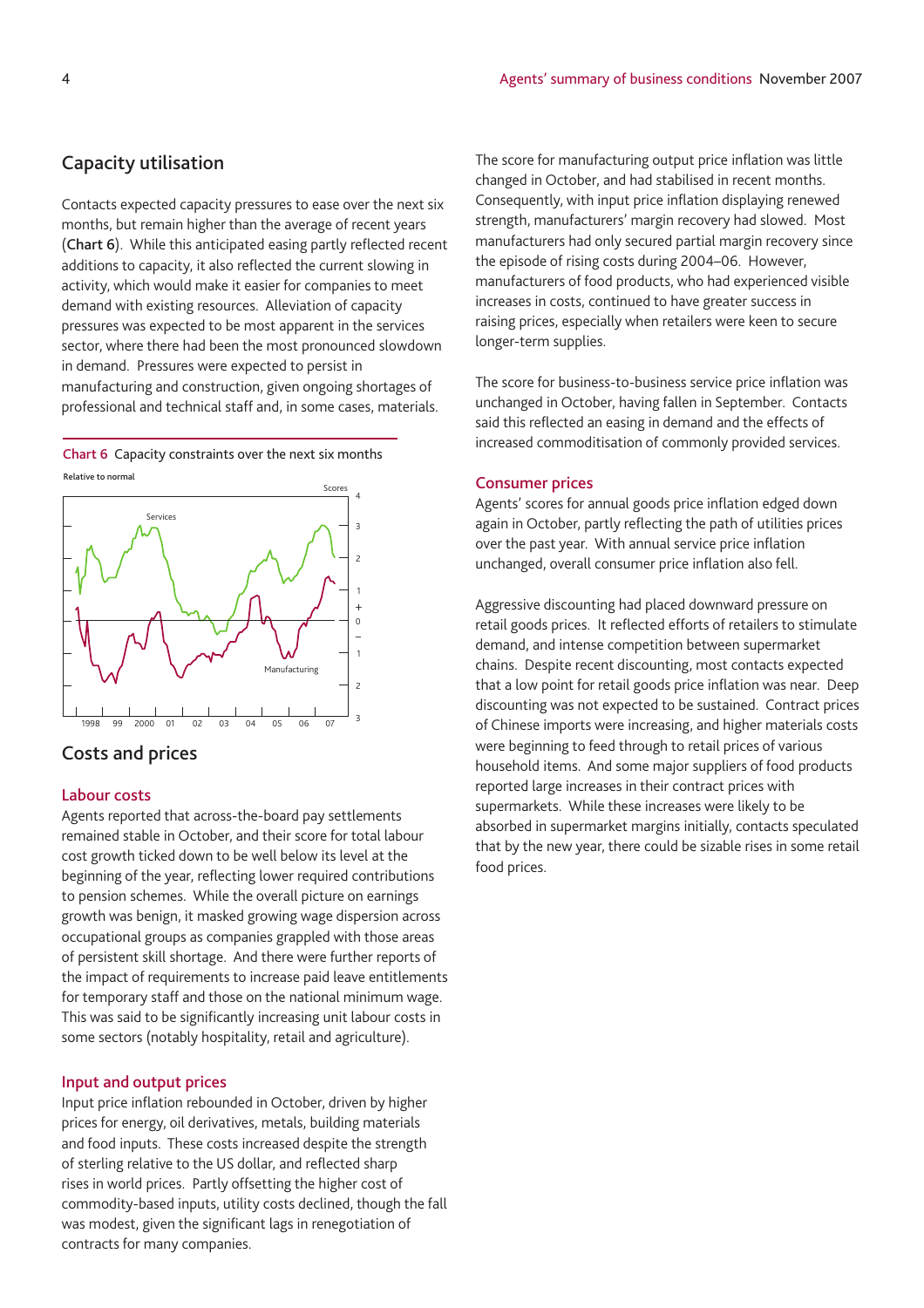## Capacity utilisation

Contacts expected capacity pressures to ease over the next six months, but remain higher than the average of recent years (**Chart 6**). While this anticipated easing partly reflected recent additions to capacity, it also reflected the current slowing in activity, which would make it easier for companies to meet demand with existing resources. Alleviation of capacity pressures was expected to be most apparent in the services sector, where there had been the most pronounced slowdown in demand. Pressures were expected to persist in manufacturing and construction, given ongoing shortages of professional and technical staff and, in some cases, materials.

Chart 6 Capacity constraints over the next six months

Relative to normal

## Costs and prices

### Labour costs

Agents reported that across-the-board pay settlements remained stable in October, and their score for total labour cost growth ticked down to be well below its level at the beginning of the year, reflecting lower required contributions to pension schemes. While the overall picture on earnings growth was benign, it masked growing wage dispersion across occupational groups as companies grappled with those areas of persistent skill shortage. And there were further reports of the impact of requirements to increase paid leave entitlements for temporary staff and those on the national minimum wage. This was said to be significantly increasing unit labour costs in some sectors (notably hospitality, retail and agriculture).

### Input and output prices

Input price inflation rebounded in October, driven by higher prices for energy, oil derivatives, metals, building materials and food inputs. These costs increased despite the strength of sterling relative to the US dollar, and reflected sharp rises in world prices. Partly offsetting the higher cost of commodity-based inputs, utility costs declined, though the fall was modest, given the significant lags in renegotiation of contracts for many companies.

The score for manufacturing output price inflation was little changed in October, and had stabilised in recent months. Consequently, with input price inflation displaying renewed strength, manufacturers' margin recovery had slowed. Most manufacturers had only secured partial margin recovery since the episode of rising costs during 2004–06. However, manufacturers of food products, who had experienced visible increases in costs, continued to have greater success in raising prices, especially when retailers were keen to secure longer-term supplies.

The score for business-to-business service price inflation was unchanged in October, having fallen in September. Contacts said this reflected an easing in demand and the effects of increased commoditisation of commonly provided services.

### Consumer prices

Agents' scores for annual goods price inflation edged down again in October, partly reflecting the path of utilities prices over the past year. With annual service price inflation unchanged, overall consumer price inflation also fell.

Aggressive discounting had placed downward pressure on retail goods prices. It reflected efforts of retailers to stimulate demand, and intense competition between supermarket chains. Despite recent discounting, most contacts expected that a low point for retail goods price inflation was near. Deep discounting was not expected to be sustained. Contract prices of Chinese imports were increasing, and higher materials costs were beginning to feed through to retail prices of various household items. And some major suppliers of food products reported large increases in their contract prices with supermarkets. While these increases were likely to be absorbed in supermarket margins initially, contacts speculated that by the new year, there could be sizable rises in some retail food prices.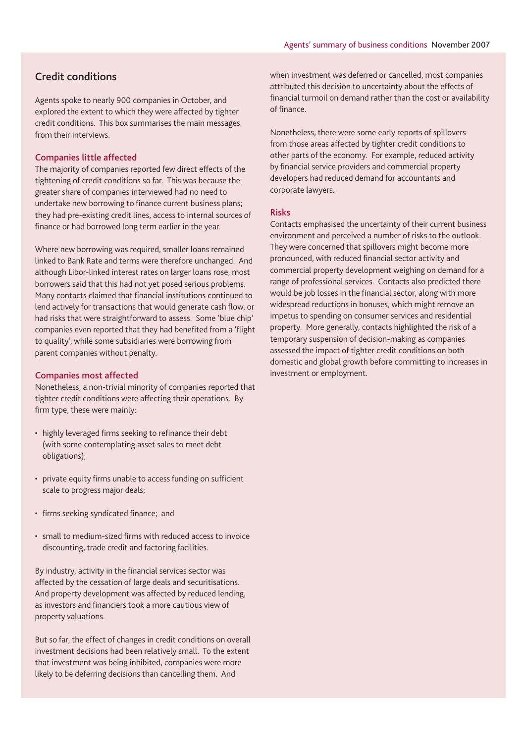## Credit conditions

Agents spoke to nearly 900 companies in October, and explored the extent to which they were affected by tighter credit conditions. This box summarises the main messages from their interviews.

### Companies little affected

The majority of companies reported few direct effects of the tightening of credit conditions so far. This was because the greater share of companies interviewed had no need to undertake new borrowing to finance current business plans; they had pre-existing credit lines, access to internal sources of finance or had borrowed long term earlier in the year.

Where new borrowing was required, smaller loans remained linked to Bank Rate and terms were therefore unchanged. And although Libor-linked interest rates on larger loans rose, most borrowers said that this had not yet posed serious problems. Many contacts claimed that financial institutions continued to lend actively for transactions that would generate cash flow, or had risks that were straightforward to assess. Some 'blue chip' companies even reported that they had benefited from a 'flight to quality', while some subsidiaries were borrowing from parent companies without penalty.

### Companies most affected

Nonetheless, a non-trivial minority of companies reported that tighter credit conditions were affecting their operations. By firm type, these were mainly:

- highly leveraged firms seeking to refinance their debt (with some contemplating asset sales to meet debt obligations);
- private equity firms unable to access funding on sufficient scale to progress major deals;
- firms seeking syndicated finance; and
- small to medium-sized firms with reduced access to invoice discounting, trade credit and factoring facilities.

By industry, activity in the financial services sector was affected by the cessation of large deals and securitisations. And property development was affected by reduced lending, as investors and financiers took a more cautious view of property valuations.

But so far, the effect of changes in credit conditions on overall investment decisions had been relatively small. To the extent that investment was being inhibited, companies were more likely to be deferring decisions than cancelling them. And when investment was deferred or cancelled, most companies attributed this decision to uncertainty about the effects of financial turmoil on demand rather than the cost or availability of finance.

Nonetheless, there were some early reports of spillovers from those areas affected by tighter credit conditions to other parts of the economy. For example, reduced activity by financial service providers and commercial property developers had reduced demand for accountants and corporate lawyers.

### Risks

Contacts emphasised the uncertainty of their current business environment and perceived a number of risks to the outlook. They were concerned that spillovers might become more pronounced, with reduced financial sector activity and commercial property development weighing on demand for a range of professional services. Contacts also predicted there would be job losses in the financial sector, along with more widespread reductions in bonuses, which might remove an impetus to spending on consumer services and residential property. More generally, contacts highlighted the risk of a temporary suspension of decision-making as companies assessed the impact of tighter credit conditions on both domestic and global growth before committing to increases in investment or employment.